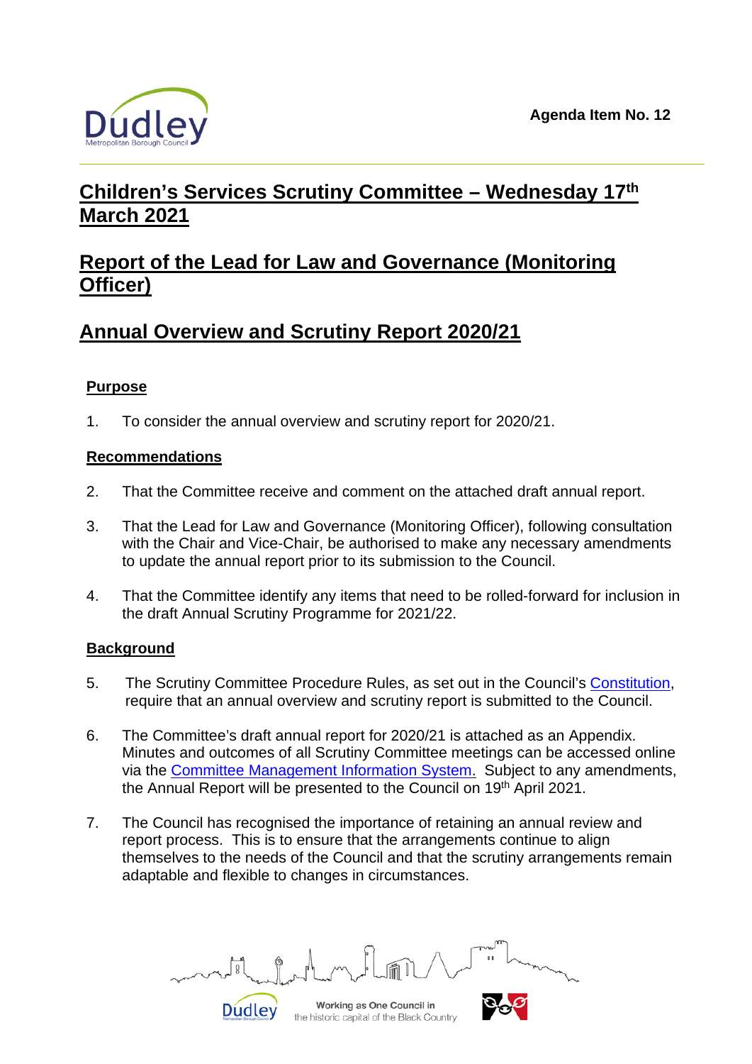Agenda Item No. 12

# Children's Services Scrutiny Committee – Wednesday 17th March 2021

# Report of the Lead for Law and Governance (Monitoring Officer)

# Annual Overview and Scrutiny Report 2020/21

## Purpose

1. To consider the annual overview and scrutiny report for 2020/21.

## Recommendations

2. That the Committee receive and comment on the attached draft annual report.

3. That the Lead for Law and Governance (Monitoring Officer), following consultation with the Chair and Vice-Chair, be authorised to make any necessary amendments to update the annual report prior to its submission to the Council.

4. That the Committee identify any items that need to be rolled-forward for inclusion in the draft Annual Scrutiny Programme for 2021/22.

## Background

5. The Scrutiny Committee Procedure Rules, as set out in the Council's Constitution, require that an annual overview and scrutiny report is submitted to the Council.

6. The Committee's draft annual report for 2020/21 is attached as an Appendix. Minutes and outcomes of all Scrutiny Committee meetings can be accessed online via the Committee Management Information System. Subject to any amendments, the Annual Report will be presented to the Council on 19th April 2021.

7. The Council has recognised the importance of retaining an annual review and report process. This is to ensure that the arrangements continue to align themselves to the needs of the Council and that the scrutiny arrangements remain adaptable and flexible to changes in circumstances.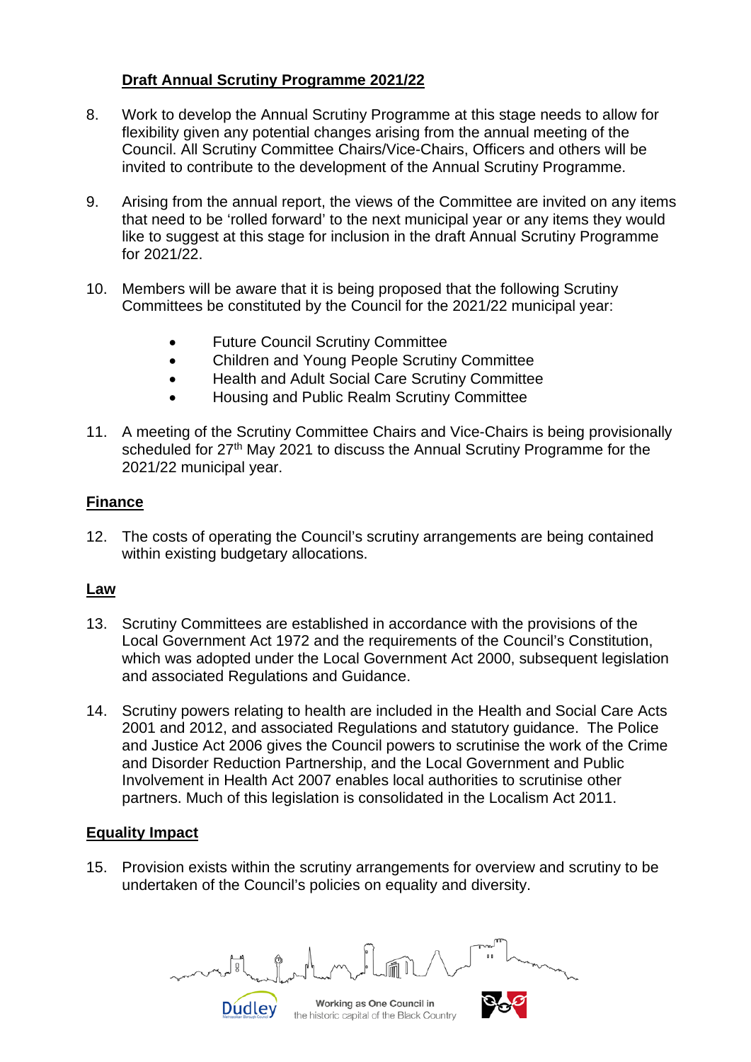## Draft Annual Scrutiny Programme 2021/22

8. Work to develop the Annual Scrutiny Programme at this stage needs to allow for flexibility given any potential changes arising from the annual meeting of the Council. All Scrutiny Committee Chairs/Vice-Chairs, Officers and others will be invited to contribute to the development of the Annual Scrutiny Programme.

9. Arising from the annual report, the views of the Committee are invited on any items that need to be 'rolled forward' to the next municipal year or any items they would like to suggest at this stage for inclusion in the draft Annual Scrutiny Programme for 2021/22.

10. Members will be aware that it is being proposed that the following Scrutiny Committees be constituted by the Council for the 2021/22 municipal year:

    - Future Council Scrutiny Committee
    - Children and Young People Scrutiny Committee
    - Health and Adult Social Care Scrutiny Committee
    - Housing and Public Realm Scrutiny Committee

11. A meeting of the Scrutiny Committee Chairs and Vice-Chairs is being provisionally scheduled for 27th May 2021 to discuss the Annual Scrutiny Programme for the 2021/22 municipal year.

## Finance

12. The costs of operating the Council's scrutiny arrangements are being contained within existing budgetary allocations.

## Law

13. Scrutiny Committees are established in accordance with the provisions of the Local Government Act 1972 and the requirements of the Council's Constitution, which was adopted under the Local Government Act 2000, subsequent legislation and associated Regulations and Guidance.

14. Scrutiny powers relating to health are included in the Health and Social Care Acts 2001 and 2012, and associated Regulations and statutory guidance. The Police and Justice Act 2006 gives the Council powers to scrutinise the work of the Crime and Disorder Reduction Partnership, and the Local Government and Public Involvement in Health Act 2007 enables local authorities to scrutinise other partners. Much of this legislation is consolidated in the Localism Act 2011.

## Equality Impact

15. Provision exists within the scrutiny arrangements for overview and scrutiny to be undertaken of the Council's policies on equality and diversity.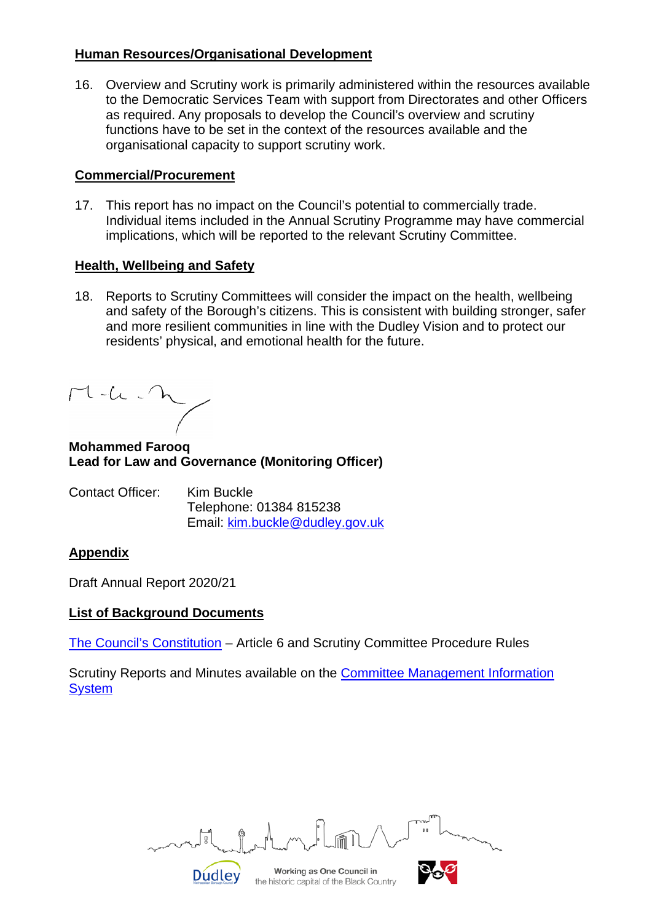## Human Resources/Organisational Development

16. Overview and Scrutiny work is primarily administered within the resources available to the Democratic Services Team with support from Directorates and other Officers as required. Any proposals to develop the Council's overview and scrutiny functions have to be set in the context of the resources available and the organisational capacity to support scrutiny work.

## Commercial/Procurement

17. This report has no impact on the Council's potential to commercially trade. Individual items included in the Annual Scrutiny Programme may have commercial implications, which will be reported to the relevant Scrutiny Committee.

## Health, Wellbeing and Safety

18. Reports to Scrutiny Committees will consider the impact on the health, wellbeing and safety of the Borough's citizens. This is consistent with building stronger, safer and more resilient communities in line with the Dudley Vision and to protect our residents' physical, and emotional health for the future.

**Mohammed Farooq**
**Lead for Law and Governance (Monitoring Officer)**

Contact Officer: Kim Buckle
Telephone: 01384 815238
Email: kim.buckle@dudley.gov.uk

## Appendix

Draft Annual Report 2020/21

## List of Background Documents

The Council's Constitution – Article 6 and Scrutiny Committee Procedure Rules

Scrutiny Reports and Minutes available on the Committee Management Information System